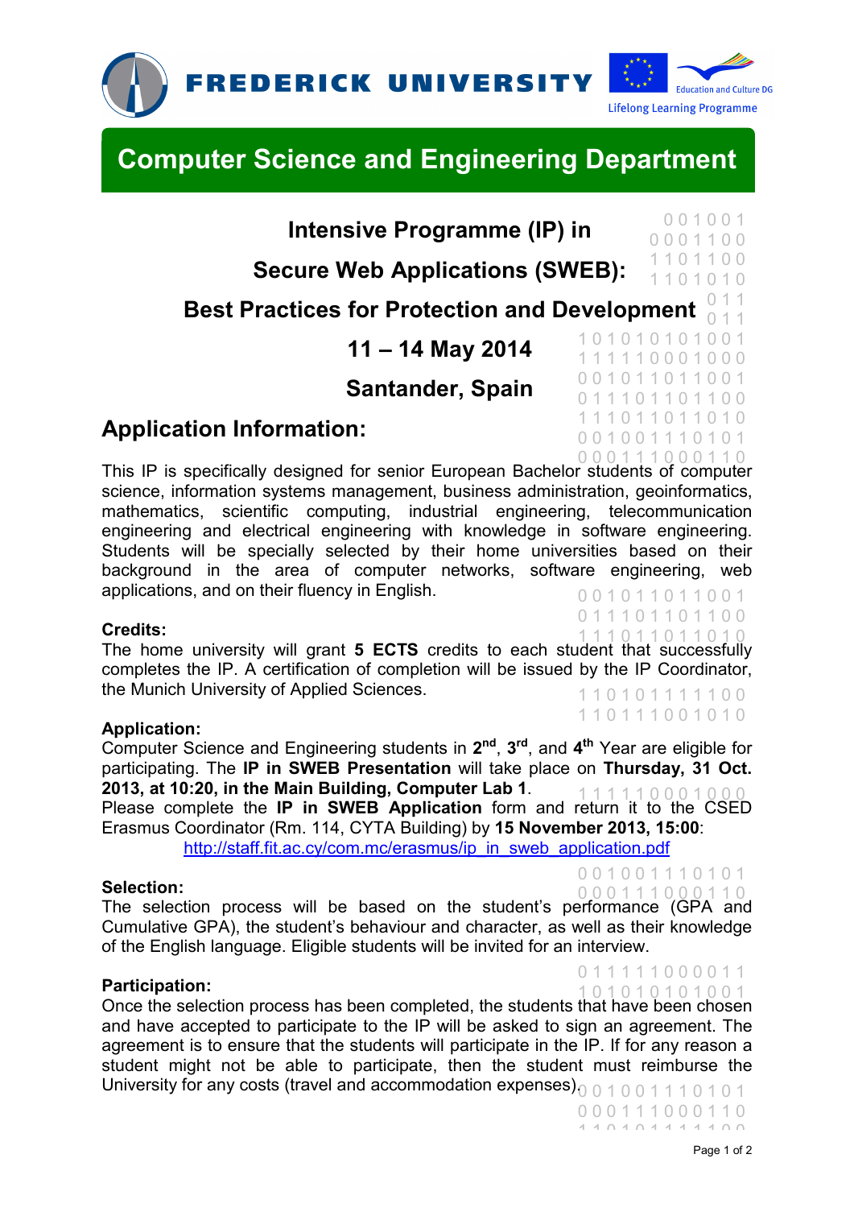FREDERICK UNIVERSITY

Education and Culture DG

Lifelong Learning Programme

# Computer Science and Engineering Department

## Intensive Programme (IP) in Secure Web Applications (SWEB): Best Practices for Protection and Development

## 11 – 14 May 2014

## Santander, Spain

## Application Information:

This IP is specifically designed for senior European Bachelor students of computer science, information systems management, business administration, geoinformatics, mathematics, scientific computing, industrial engineering, telecommunication engineering and electrical engineering with knowledge in software engineering. Students will be specially selected by their home universities based on their background in the area of computer networks, software engineering, web applications, and on their fluency in English.

**Credits:**
The home university will grant **5 ECTS** credits to each student that successfully completes the IP. A certification of completion will be issued by the IP Coordinator, the Munich University of Applied Sciences.

**Application:**
Computer Science and Engineering students in **2nd**, **3rd**, and **4th** Year are eligible for participating. The **IP in SWEB Presentation** will take place on **Thursday, 31 Oct. 2013, at 10:20, in the Main Building, Computer Lab 1**.
Please complete the **IP in SWEB Application** form and return it to the CSED Erasmus Coordinator (Rm. 114, CYTA Building) by **15 November 2013, 15:00**:
http://staff.fit.ac.cy/com.mc/erasmus/ip_in_sweb_application.pdf

**Selection:**
The selection process will be based on the student's performance (GPA and Cumulative GPA), the student's behaviour and character, as well as their knowledge of the English language. Eligible students will be invited for an interview.

**Participation:**
Once the selection process has been completed, the students that have been chosen and have accepted to participate to the IP will be asked to sign an agreement. The agreement is to ensure that the students will participate in the IP. If for any reason a student might not be able to participate, then the student must reimburse the University for any costs (travel and accommodation expenses).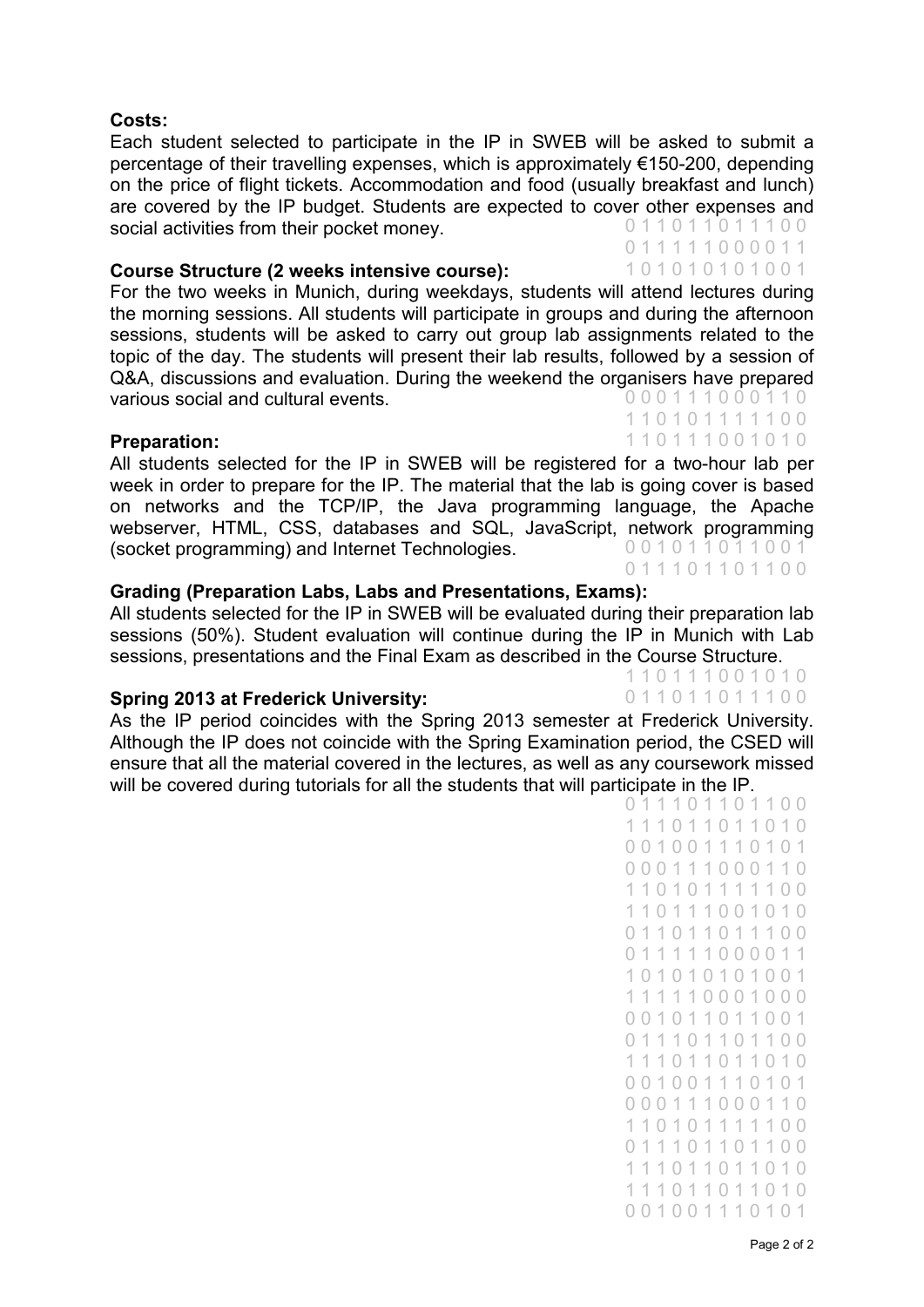**Costs:**

Each student selected to participate in the IP in SWEB will be asked to submit a percentage of their travelling expenses, which is approximately €150-200, depending on the price of flight tickets. Accommodation and food (usually breakfast and lunch) are covered by the IP budget. Students are expected to cover other expenses and social activities from their pocket money.

**Course Structure (2 weeks intensive course):**

For the two weeks in Munich, during weekdays, students will attend lectures during the morning sessions. All students will participate in groups and during the afternoon sessions, students will be asked to carry out group lab assignments related to the topic of the day. The students will present their lab results, followed by a session of Q&A, discussions and evaluation. During the weekend the organisers have prepared various social and cultural events.

**Preparation:**

All students selected for the IP in SWEB will be registered for a two-hour lab per week in order to prepare for the IP. The material that the lab is going cover is based on networks and the TCP/IP, the Java programming language, the Apache webserver, HTML, CSS, databases and SQL, JavaScript, network programming (socket programming) and Internet Technologies.

**Grading (Preparation Labs, Labs and Presentations, Exams):**

All students selected for the IP in SWEB will be evaluated during their preparation lab sessions (50%). Student evaluation will continue during the IP in Munich with Lab sessions, presentations and the Final Exam as described in the Course Structure.

**Spring 2013 at Frederick University:**

As the IP period coincides with the Spring 2013 semester at Frederick University. Although the IP does not coincide with the Spring Examination period, the CSED will ensure that all the material covered in the lectures, as well as any coursework missed will be covered during tutorials for all the students that will participate in the IP.